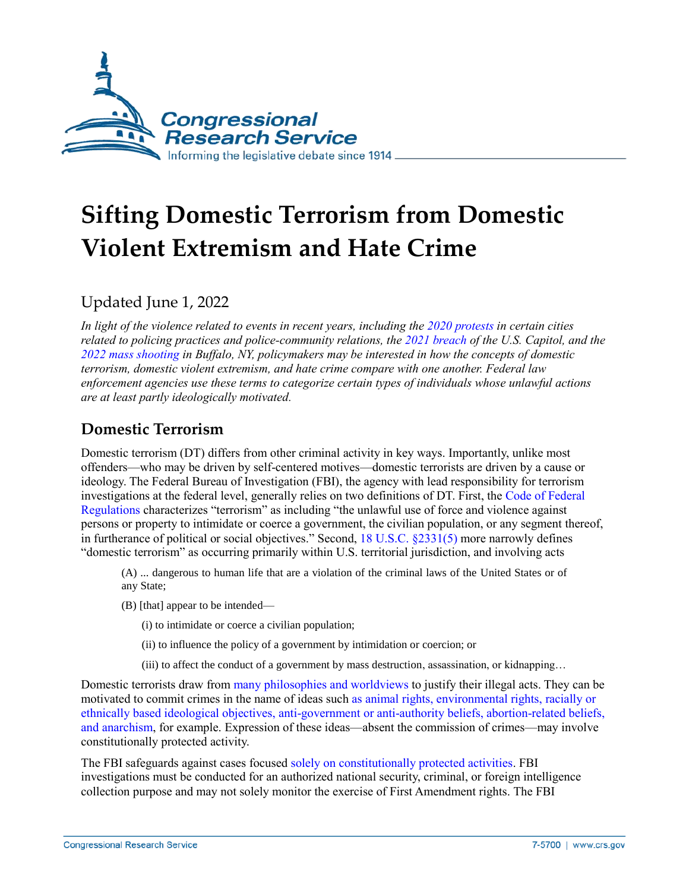# Sifting Domestic Terrorism from Domestic Violent Extremism and Hate Crime

Updated June 1, 2022

*In light of the violence related to events in recent years, including the 2020 protests in certain cities related to policing practices and police-community relations, the 2021 breach of the U.S. Capitol, and the 2022 mass shooting in Buffalo, NY, policymakers may be interested in how the concepts of domestic terrorism, domestic violent extremism, and hate crime compare with one another. Federal law enforcement agencies use these terms to categorize certain types of individuals whose unlawful actions are at least partly ideologically motivated.*

## Domestic Terrorism

Domestic terrorism (DT) differs from other criminal activity in key ways. Importantly, unlike most offenders—who may be driven by self-centered motives—domestic terrorists are driven by a cause or ideology. The Federal Bureau of Investigation (FBI), the agency with lead responsibility for terrorism investigations at the federal level, generally relies on two definitions of DT. First, the Code of Federal Regulations characterizes "terrorism" as including "the unlawful use of force and violence against persons or property to intimidate or coerce a government, the civilian population, or any segment thereof, in furtherance of political or social objectives." Second, 18 U.S.C. §2331(5) more narrowly defines "domestic terrorism" as occurring primarily within U.S. territorial jurisdiction, and involving acts

> (A) ... dangerous to human life that are a violation of the criminal laws of the United States or of any State;
>
> (B) [that] appear to be intended—
>
> (i) to intimidate or coerce a civilian population;
>
> (ii) to influence the policy of a government by intimidation or coercion; or
>
> (iii) to affect the conduct of a government by mass destruction, assassination, or kidnapping…

Domestic terrorists draw from many philosophies and worldviews to justify their illegal acts. They can be motivated to commit crimes in the name of ideas such as animal rights, environmental rights, racially or ethnically based ideological objectives, anti-government or anti-authority beliefs, abortion-related beliefs, and anarchism, for example. Expression of these ideas—absent the commission of crimes—may involve constitutionally protected activity.

The FBI safeguards against cases focused solely on constitutionally protected activities. FBI investigations must be conducted for an authorized national security, criminal, or foreign intelligence collection purpose and may not solely monitor the exercise of First Amendment rights. The FBI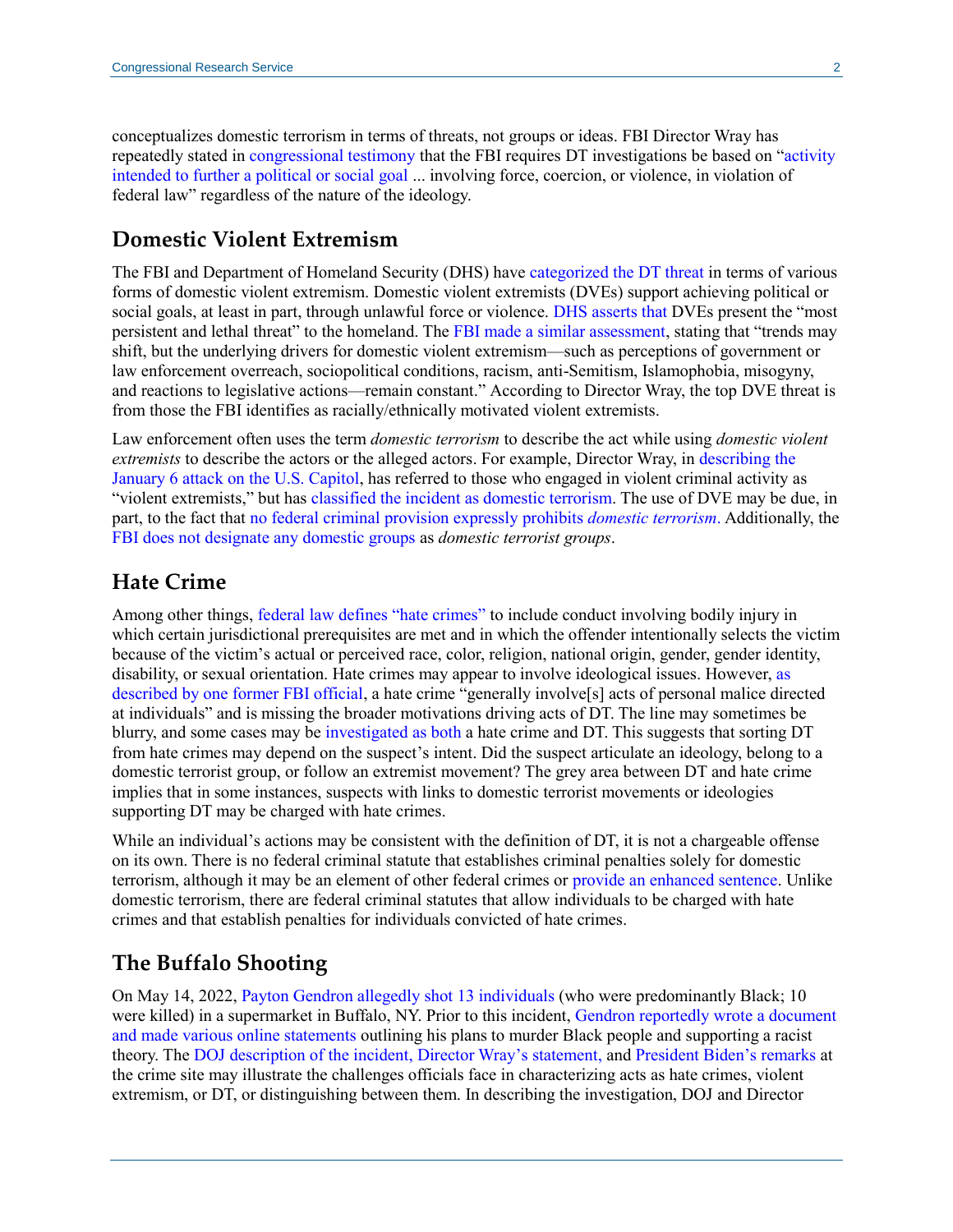conceptualizes domestic terrorism in terms of threats, not groups or ideas. FBI Director Wray has repeatedly stated in congressional testimony that the FBI requires DT investigations be based on "activity intended to further a political or social goal ... involving force, coercion, or violence, in violation of federal law" regardless of the nature of the ideology.

## Domestic Violent Extremism

The FBI and Department of Homeland Security (DHS) have categorized the DT threat in terms of various forms of domestic violent extremism. Domestic violent extremists (DVEs) support achieving political or social goals, at least in part, through unlawful force or violence. DHS asserts that DVEs present the "most persistent and lethal threat" to the homeland. The FBI made a similar assessment, stating that "trends may shift, but the underlying drivers for domestic violent extremism—such as perceptions of government or law enforcement overreach, sociopolitical conditions, racism, anti-Semitism, Islamophobia, misogyny, and reactions to legislative actions—remain constant." According to Director Wray, the top DVE threat is from those the FBI identifies as racially/ethnically motivated violent extremists.

Law enforcement often uses the term *domestic terrorism* to describe the act while using *domestic violent extremists* to describe the actors or the alleged actors. For example, Director Wray, in describing the January 6 attack on the U.S. Capitol, has referred to those who engaged in violent criminal activity as "violent extremists," but has classified the incident as domestic terrorism. The use of DVE may be due, in part, to the fact that no federal criminal provision expressly prohibits *domestic terrorism*. Additionally, the FBI does not designate any domestic groups as *domestic terrorist groups*.

## Hate Crime

Among other things, federal law defines "hate crimes" to include conduct involving bodily injury in which certain jurisdictional prerequisites are met and in which the offender intentionally selects the victim because of the victim's actual or perceived race, color, religion, national origin, gender, gender identity, disability, or sexual orientation. Hate crimes may appear to involve ideological issues. However, as described by one former FBI official, a hate crime "generally involve[s] acts of personal malice directed at individuals" and is missing the broader motivations driving acts of DT. The line may sometimes be blurry, and some cases may be investigated as both a hate crime and DT. This suggests that sorting DT from hate crimes may depend on the suspect's intent. Did the suspect articulate an ideology, belong to a domestic terrorist group, or follow an extremist movement? The grey area between DT and hate crime implies that in some instances, suspects with links to domestic terrorist movements or ideologies supporting DT may be charged with hate crimes.

While an individual's actions may be consistent with the definition of DT, it is not a chargeable offense on its own. There is no federal criminal statute that establishes criminal penalties solely for domestic terrorism, although it may be an element of other federal crimes or provide an enhanced sentence. Unlike domestic terrorism, there are federal criminal statutes that allow individuals to be charged with hate crimes and that establish penalties for individuals convicted of hate crimes.

## The Buffalo Shooting

On May 14, 2022, Payton Gendron allegedly shot 13 individuals (who were predominantly Black; 10 were killed) in a supermarket in Buffalo, NY. Prior to this incident, Gendron reportedly wrote a document and made various online statements outlining his plans to murder Black people and supporting a racist theory. The DOJ description of the incident, Director Wray's statement, and President Biden's remarks at the crime site may illustrate the challenges officials face in characterizing acts as hate crimes, violent extremism, or DT, or distinguishing between them. In describing the investigation, DOJ and Director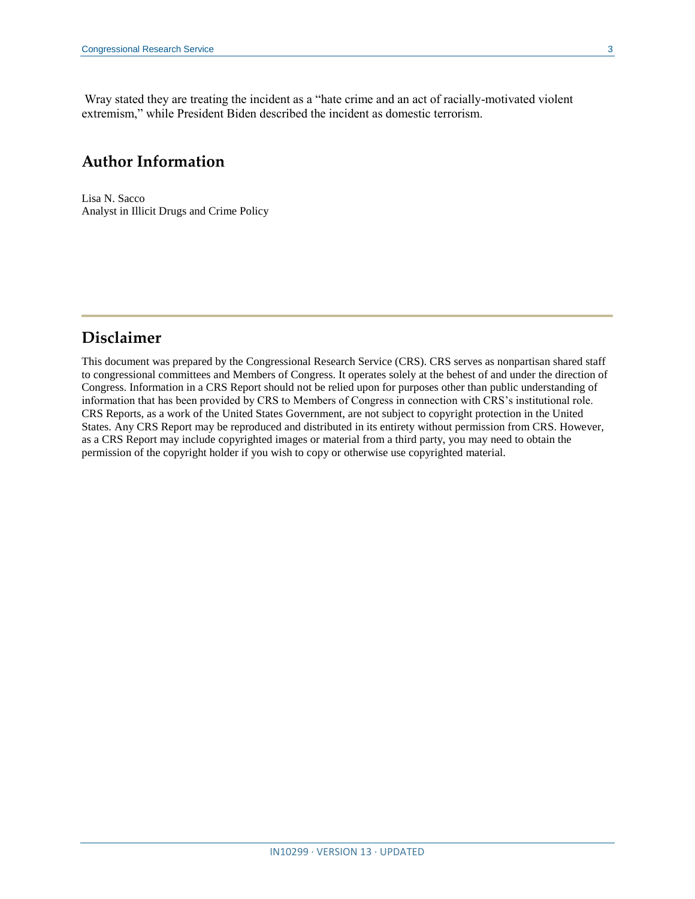Wray stated they are treating the incident as a "hate crime and an act of racially-motivated violent extremism," while President Biden described the incident as domestic terrorism.

## Author Information

Lisa N. Sacco
Analyst in Illicit Drugs and Crime Policy

## Disclaimer

This document was prepared by the Congressional Research Service (CRS). CRS serves as nonpartisan shared staff to congressional committees and Members of Congress. It operates solely at the behest of and under the direction of Congress. Information in a CRS Report should not be relied upon for purposes other than public understanding of information that has been provided by CRS to Members of Congress in connection with CRS's institutional role. CRS Reports, as a work of the United States Government, are not subject to copyright protection in the United States. Any CRS Report may be reproduced and distributed in its entirety without permission from CRS. However, as a CRS Report may include copyrighted images or material from a third party, you may need to obtain the permission of the copyright holder if you wish to copy or otherwise use copyrighted material.